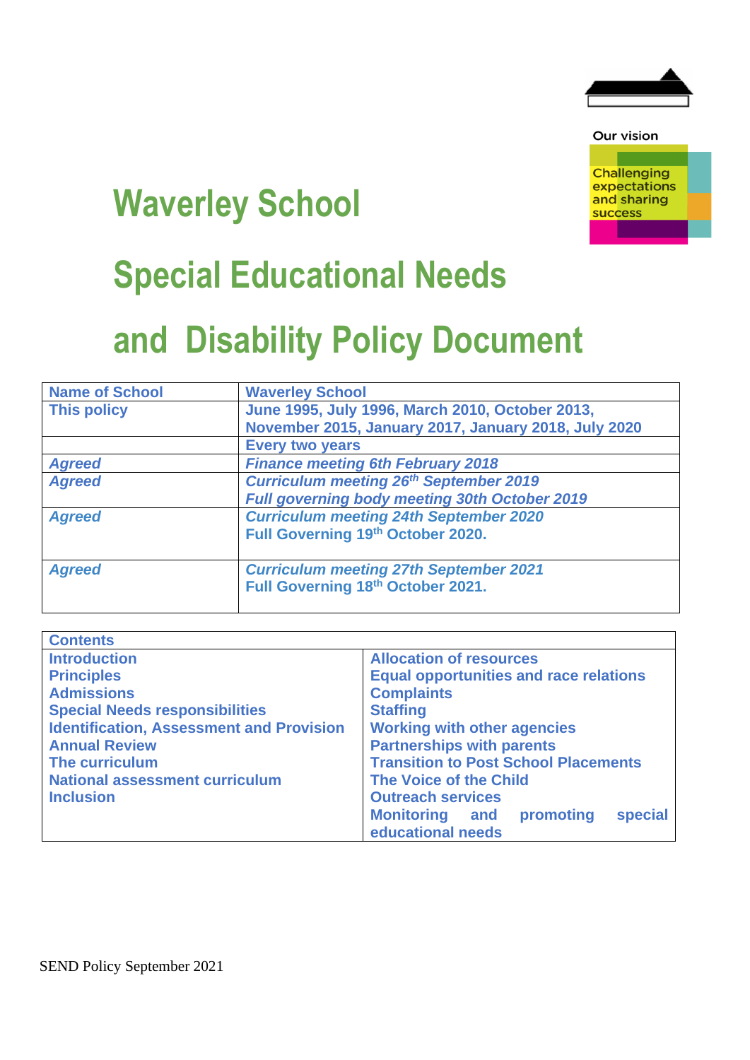Our vision

Challenging expectations and sharing success

# Waverley School

# Special Educational Needs and Disability Policy Document

| Name of School | Waverley School |
|---|---|
| This policy | June 1995, July 1996, March 2010, October 2013, November 2015, January 2017, January 2018, July 2020 |
| | Every two years |
| *Agreed* | *Finance meeting 6th February 2018* |
| *Agreed* | *Curriculum meeting 26th September 2019*<br>*Full governing body meeting 30th October 2019* |
| *Agreed* | *Curriculum meeting 24th September 2020*<br>Full Governing 19th October 2020. |
| *Agreed* | *Curriculum meeting 27th September 2021*<br>Full Governing 18th October 2021. |

| Contents | |
|---|---|
| Introduction | Allocation of resources |
| Principles | Equal opportunities and race relations |
| Admissions | Complaints |
| Special Needs responsibilities | Staffing |
| Identification, Assessment and Provision | Working with other agencies |
| Annual Review | Partnerships with parents |
| The curriculum | Transition to Post School Placements |
| National assessment curriculum | The Voice of the Child |
| Inclusion | Outreach services |
| | Monitoring and promoting special educational needs |

SEND Policy September 2021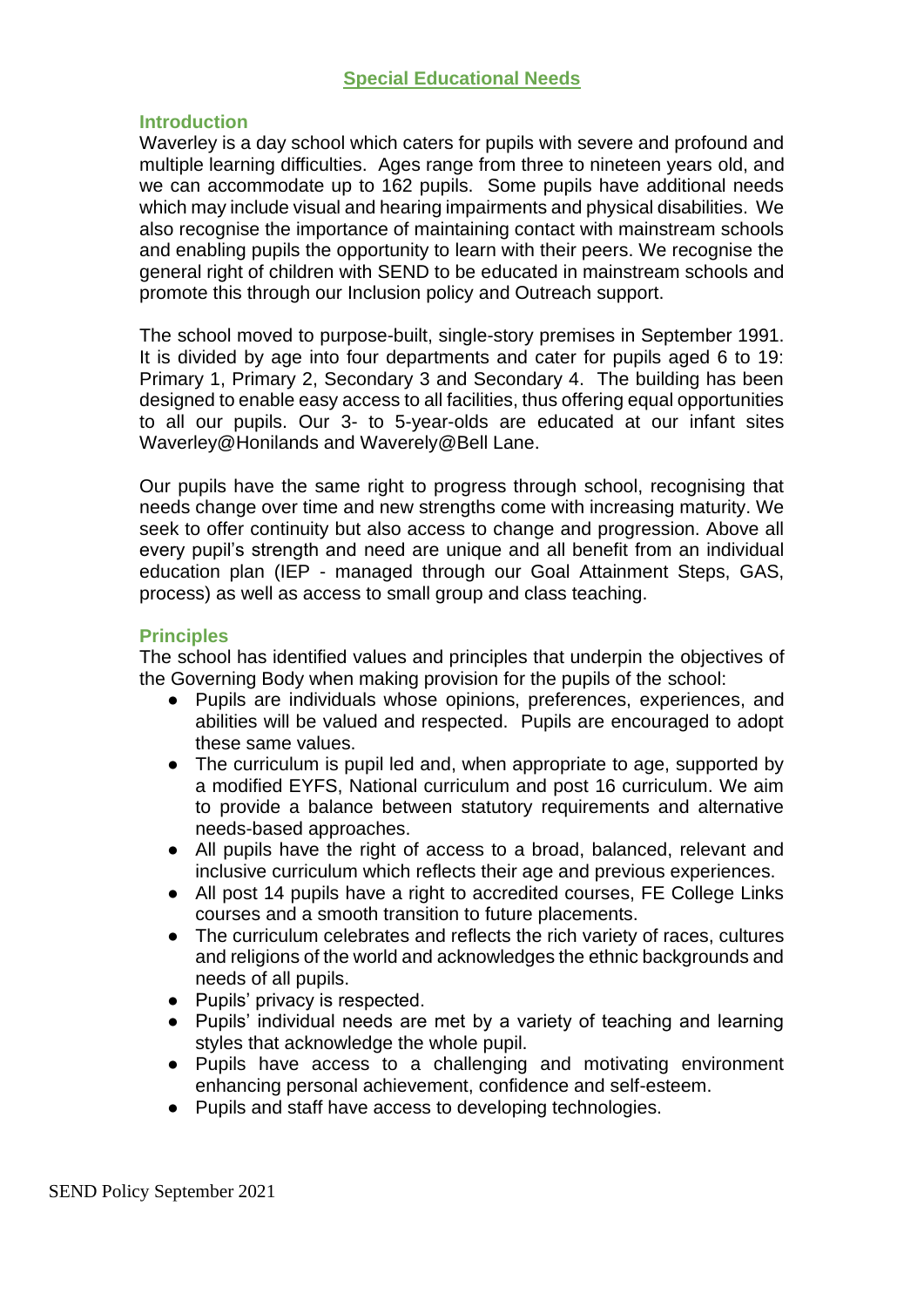# Special Educational Needs

## Introduction

Waverley is a day school which caters for pupils with severe and profound and multiple learning difficulties. Ages range from three to nineteen years old, and we can accommodate up to 162 pupils. Some pupils have additional needs which may include visual and hearing impairments and physical disabilities. We also recognise the importance of maintaining contact with mainstream schools and enabling pupils the opportunity to learn with their peers. We recognise the general right of children with SEND to be educated in mainstream schools and promote this through our Inclusion policy and Outreach support.

The school moved to purpose-built, single-story premises in September 1991. It is divided by age into four departments and cater for pupils aged 6 to 19: Primary 1, Primary 2, Secondary 3 and Secondary 4. The building has been designed to enable easy access to all facilities, thus offering equal opportunities to all our pupils. Our 3- to 5-year-olds are educated at our infant sites Waverley@Honilands and Waverely@Bell Lane.

Our pupils have the same right to progress through school, recognising that needs change over time and new strengths come with increasing maturity. We seek to offer continuity but also access to change and progression. Above all every pupil's strength and need are unique and all benefit from an individual education plan (IEP - managed through our Goal Attainment Steps, GAS, process) as well as access to small group and class teaching.

## Principles

The school has identified values and principles that underpin the objectives of the Governing Body when making provision for the pupils of the school:

- Pupils are individuals whose opinions, preferences, experiences, and abilities will be valued and respected. Pupils are encouraged to adopt these same values.
- The curriculum is pupil led and, when appropriate to age, supported by a modified EYFS, National curriculum and post 16 curriculum. We aim to provide a balance between statutory requirements and alternative needs-based approaches.
- All pupils have the right of access to a broad, balanced, relevant and inclusive curriculum which reflects their age and previous experiences.
- All post 14 pupils have a right to accredited courses, FE College Links courses and a smooth transition to future placements.
- The curriculum celebrates and reflects the rich variety of races, cultures and religions of the world and acknowledges the ethnic backgrounds and needs of all pupils.
- Pupils' privacy is respected.
- Pupils' individual needs are met by a variety of teaching and learning styles that acknowledge the whole pupil.
- Pupils have access to a challenging and motivating environment enhancing personal achievement, confidence and self-esteem.
- Pupils and staff have access to developing technologies.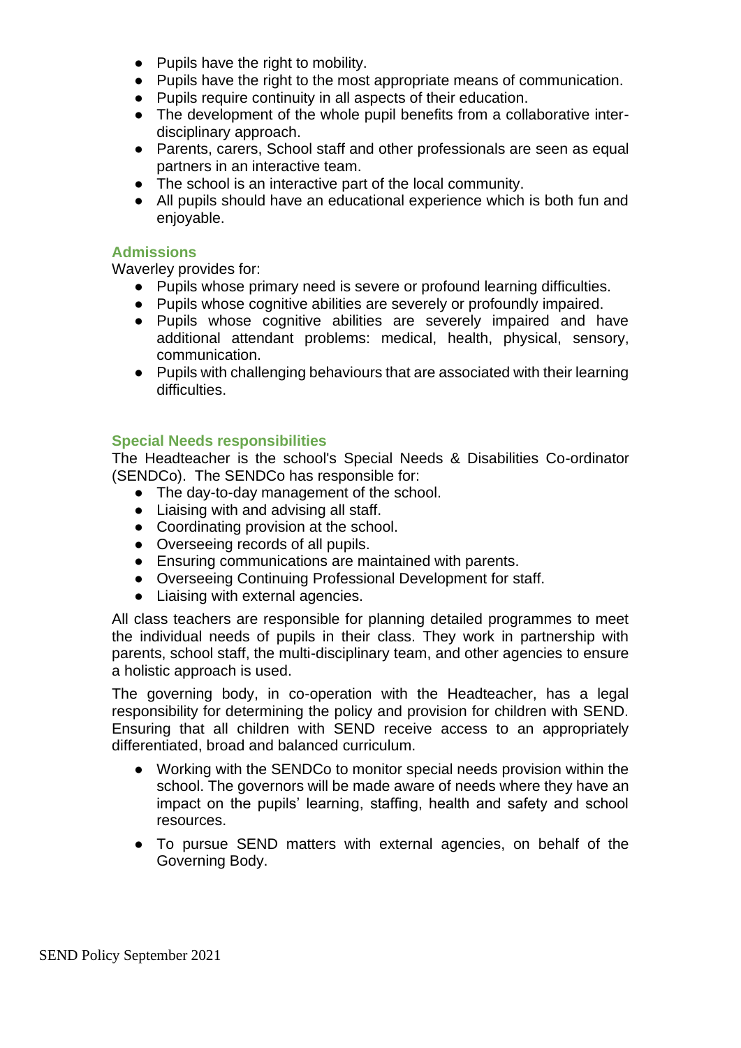- Pupils have the right to mobility.
- Pupils have the right to the most appropriate means of communication.
- Pupils require continuity in all aspects of their education.
- The development of the whole pupil benefits from a collaborative inter-disciplinary approach.
- Parents, carers, School staff and other professionals are seen as equal partners in an interactive team.
- The school is an interactive part of the local community.
- All pupils should have an educational experience which is both fun and enjoyable.

### Admissions

Waverley provides for:

- Pupils whose primary need is severe or profound learning difficulties.
- Pupils whose cognitive abilities are severely or profoundly impaired.
- Pupils whose cognitive abilities are severely impaired and have additional attendant problems: medical, health, physical, sensory, communication.
- Pupils with challenging behaviours that are associated with their learning difficulties.

### Special Needs responsibilities

The Headteacher is the school's Special Needs & Disabilities Co-ordinator (SENDCo). The SENDCo has responsible for:

- The day-to-day management of the school.
- Liaising with and advising all staff.
- Coordinating provision at the school.
- Overseeing records of all pupils.
- Ensuring communications are maintained with parents.
- Overseeing Continuing Professional Development for staff.
- Liaising with external agencies.

All class teachers are responsible for planning detailed programmes to meet the individual needs of pupils in their class. They work in partnership with parents, school staff, the multi-disciplinary team, and other agencies to ensure a holistic approach is used.

The governing body, in co-operation with the Headteacher, has a legal responsibility for determining the policy and provision for children with SEND. Ensuring that all children with SEND receive access to an appropriately differentiated, broad and balanced curriculum.

- Working with the SENDCo to monitor special needs provision within the school. The governors will be made aware of needs where they have an impact on the pupils' learning, staffing, health and safety and school resources.
- To pursue SEND matters with external agencies, on behalf of the Governing Body.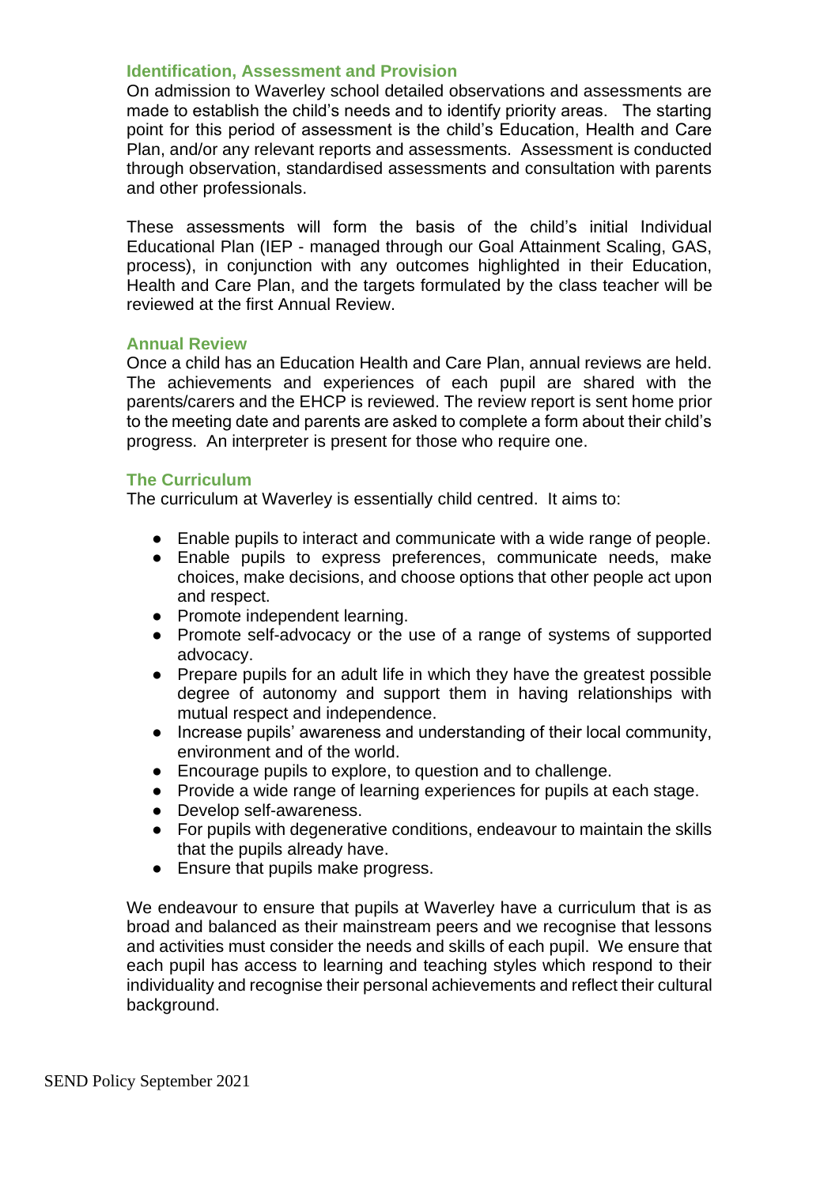### Identification, Assessment and Provision

On admission to Waverley school detailed observations and assessments are made to establish the child's needs and to identify priority areas. The starting point for this period of assessment is the child's Education, Health and Care Plan, and/or any relevant reports and assessments. Assessment is conducted through observation, standardised assessments and consultation with parents and other professionals.

These assessments will form the basis of the child's initial Individual Educational Plan (IEP - managed through our Goal Attainment Scaling, GAS, process), in conjunction with any outcomes highlighted in their Education, Health and Care Plan, and the targets formulated by the class teacher will be reviewed at the first Annual Review.

### Annual Review

Once a child has an Education Health and Care Plan, annual reviews are held. The achievements and experiences of each pupil are shared with the parents/carers and the EHCP is reviewed. The review report is sent home prior to the meeting date and parents are asked to complete a form about their child's progress. An interpreter is present for those who require one.

### The Curriculum

The curriculum at Waverley is essentially child centred. It aims to:

- Enable pupils to interact and communicate with a wide range of people.
- Enable pupils to express preferences, communicate needs, make choices, make decisions, and choose options that other people act upon and respect.
- Promote independent learning.
- Promote self-advocacy or the use of a range of systems of supported advocacy.
- Prepare pupils for an adult life in which they have the greatest possible degree of autonomy and support them in having relationships with mutual respect and independence.
- Increase pupils' awareness and understanding of their local community, environment and of the world.
- Encourage pupils to explore, to question and to challenge.
- Provide a wide range of learning experiences for pupils at each stage.
- Develop self-awareness.
- For pupils with degenerative conditions, endeavour to maintain the skills that the pupils already have.
- Ensure that pupils make progress.

We endeavour to ensure that pupils at Waverley have a curriculum that is as broad and balanced as their mainstream peers and we recognise that lessons and activities must consider the needs and skills of each pupil. We ensure that each pupil has access to learning and teaching styles which respond to their individuality and recognise their personal achievements and reflect their cultural background.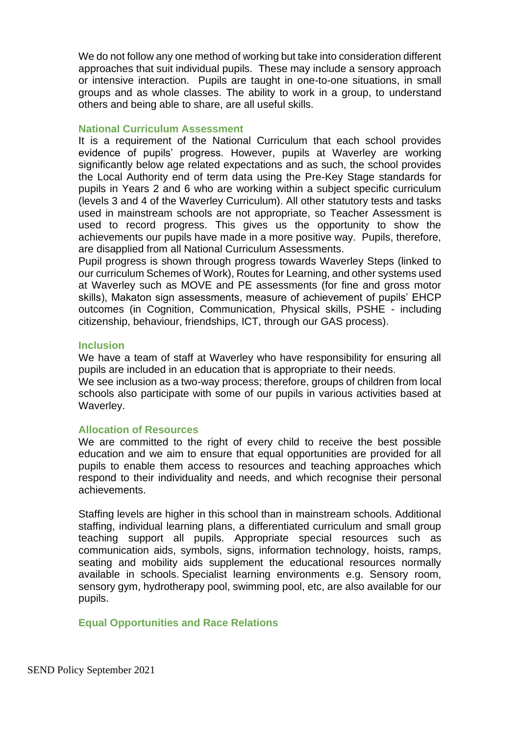We do not follow any one method of working but take into consideration different approaches that suit individual pupils. These may include a sensory approach or intensive interaction. Pupils are taught in one-to-one situations, in small groups and as whole classes. The ability to work in a group, to understand others and being able to share, are all useful skills.

### National Curriculum Assessment

It is a requirement of the National Curriculum that each school provides evidence of pupils' progress. However, pupils at Waverley are working significantly below age related expectations and as such, the school provides the Local Authority end of term data using the Pre-Key Stage standards for pupils in Years 2 and 6 who are working within a subject specific curriculum (levels 3 and 4 of the Waverley Curriculum). All other statutory tests and tasks used in mainstream schools are not appropriate, so Teacher Assessment is used to record progress. This gives us the opportunity to show the achievements our pupils have made in a more positive way. Pupils, therefore, are disapplied from all National Curriculum Assessments.

Pupil progress is shown through progress towards Waverley Steps (linked to our curriculum Schemes of Work), Routes for Learning, and other systems used at Waverley such as MOVE and PE assessments (for fine and gross motor skills), Makaton sign assessments, measure of achievement of pupils' EHCP outcomes (in Cognition, Communication, Physical skills, PSHE - including citizenship, behaviour, friendships, ICT, through our GAS process).

### Inclusion

We have a team of staff at Waverley who have responsibility for ensuring all pupils are included in an education that is appropriate to their needs.

We see inclusion as a two-way process; therefore, groups of children from local schools also participate with some of our pupils in various activities based at Waverley.

### Allocation of Resources

We are committed to the right of every child to receive the best possible education and we aim to ensure that equal opportunities are provided for all pupils to enable them access to resources and teaching approaches which respond to their individuality and needs, and which recognise their personal achievements.

Staffing levels are higher in this school than in mainstream schools. Additional staffing, individual learning plans, a differentiated curriculum and small group teaching support all pupils. Appropriate special resources such as communication aids, symbols, signs, information technology, hoists, ramps, seating and mobility aids supplement the educational resources normally available in schools. Specialist learning environments e.g. Sensory room, sensory gym, hydrotherapy pool, swimming pool, etc, are also available for our pupils.

### Equal Opportunities and Race Relations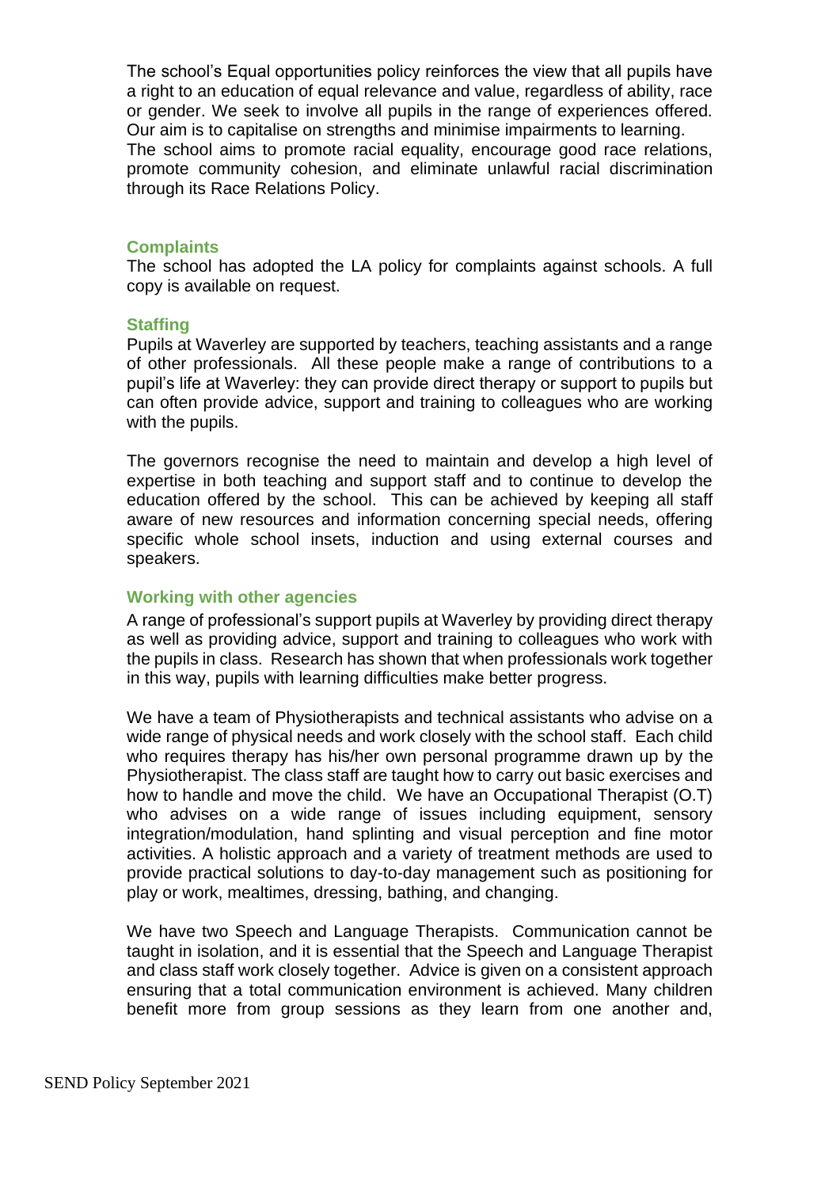The school's Equal opportunities policy reinforces the view that all pupils have a right to an education of equal relevance and value, regardless of ability, race or gender. We seek to involve all pupils in the range of experiences offered. Our aim is to capitalise on strengths and minimise impairments to learning.
The school aims to promote racial equality, encourage good race relations, promote community cohesion, and eliminate unlawful racial discrimination through its Race Relations Policy.

### Complaints

The school has adopted the LA policy for complaints against schools. A full copy is available on request.

### Staffing

Pupils at Waverley are supported by teachers, teaching assistants and a range of other professionals. All these people make a range of contributions to a pupil's life at Waverley: they can provide direct therapy or support to pupils but can often provide advice, support and training to colleagues who are working with the pupils.

The governors recognise the need to maintain and develop a high level of expertise in both teaching and support staff and to continue to develop the education offered by the school. This can be achieved by keeping all staff aware of new resources and information concerning special needs, offering specific whole school insets, induction and using external courses and speakers.

### Working with other agencies

A range of professional's support pupils at Waverley by providing direct therapy as well as providing advice, support and training to colleagues who work with the pupils in class. Research has shown that when professionals work together in this way, pupils with learning difficulties make better progress.

We have a team of Physiotherapists and technical assistants who advise on a wide range of physical needs and work closely with the school staff. Each child who requires therapy has his/her own personal programme drawn up by the Physiotherapist. The class staff are taught how to carry out basic exercises and how to handle and move the child. We have an Occupational Therapist (O.T) who advises on a wide range of issues including equipment, sensory integration/modulation, hand splinting and visual perception and fine motor activities. A holistic approach and a variety of treatment methods are used to provide practical solutions to day-to-day management such as positioning for play or work, mealtimes, dressing, bathing, and changing.

We have two Speech and Language Therapists. Communication cannot be taught in isolation, and it is essential that the Speech and Language Therapist and class staff work closely together. Advice is given on a consistent approach ensuring that a total communication environment is achieved. Many children benefit more from group sessions as they learn from one another and,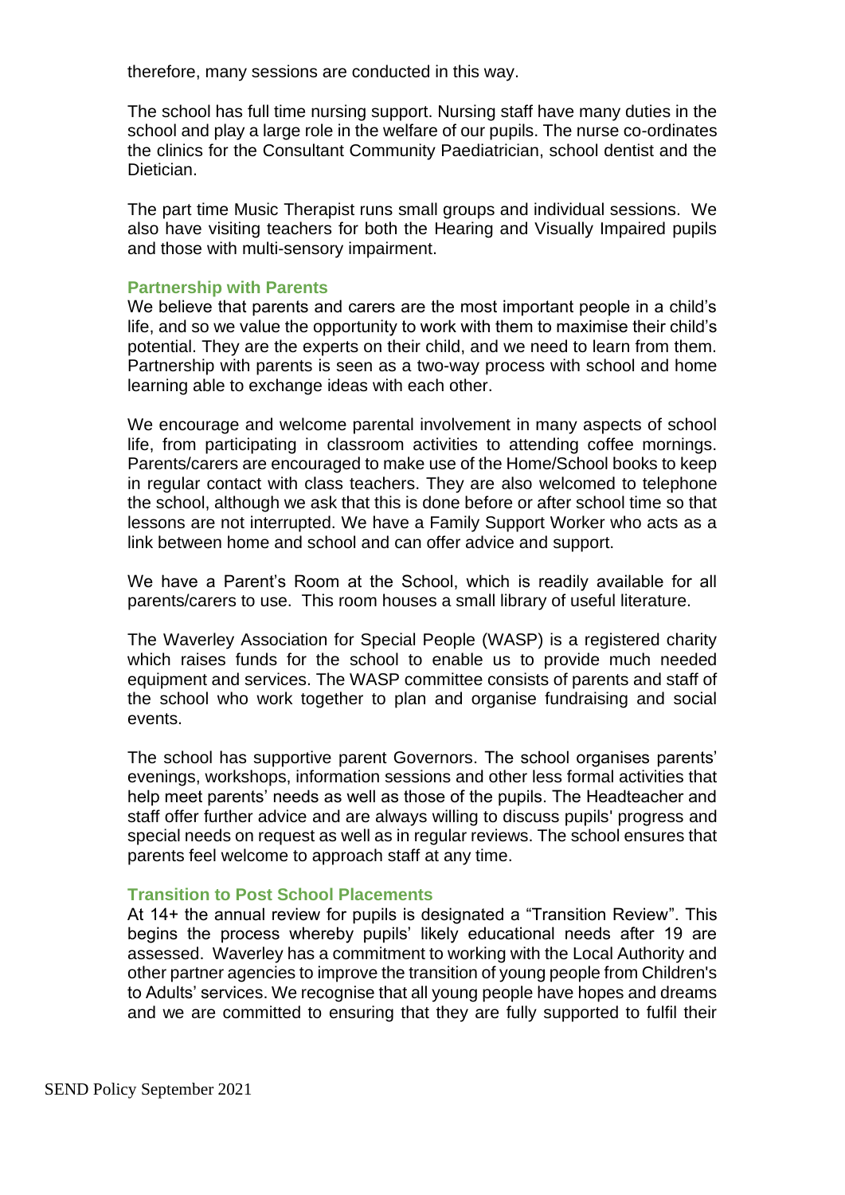therefore, many sessions are conducted in this way.

The school has full time nursing support. Nursing staff have many duties in the school and play a large role in the welfare of our pupils. The nurse co-ordinates the clinics for the Consultant Community Paediatrician, school dentist and the Dietician.

The part time Music Therapist runs small groups and individual sessions. We also have visiting teachers for both the Hearing and Visually Impaired pupils and those with multi-sensory impairment.

### Partnership with Parents

We believe that parents and carers are the most important people in a child's life, and so we value the opportunity to work with them to maximise their child's potential. They are the experts on their child, and we need to learn from them. Partnership with parents is seen as a two-way process with school and home learning able to exchange ideas with each other.

We encourage and welcome parental involvement in many aspects of school life, from participating in classroom activities to attending coffee mornings. Parents/carers are encouraged to make use of the Home/School books to keep in regular contact with class teachers. They are also welcomed to telephone the school, although we ask that this is done before or after school time so that lessons are not interrupted. We have a Family Support Worker who acts as a link between home and school and can offer advice and support.

We have a Parent's Room at the School, which is readily available for all parents/carers to use. This room houses a small library of useful literature.

The Waverley Association for Special People (WASP) is a registered charity which raises funds for the school to enable us to provide much needed equipment and services. The WASP committee consists of parents and staff of the school who work together to plan and organise fundraising and social events.

The school has supportive parent Governors. The school organises parents' evenings, workshops, information sessions and other less formal activities that help meet parents' needs as well as those of the pupils. The Headteacher and staff offer further advice and are always willing to discuss pupils' progress and special needs on request as well as in regular reviews. The school ensures that parents feel welcome to approach staff at any time.

### Transition to Post School Placements

At 14+ the annual review for pupils is designated a "Transition Review". This begins the process whereby pupils' likely educational needs after 19 are assessed. Waverley has a commitment to working with the Local Authority and other partner agencies to improve the transition of young people from Children's to Adults' services. We recognise that all young people have hopes and dreams and we are committed to ensuring that they are fully supported to fulfil their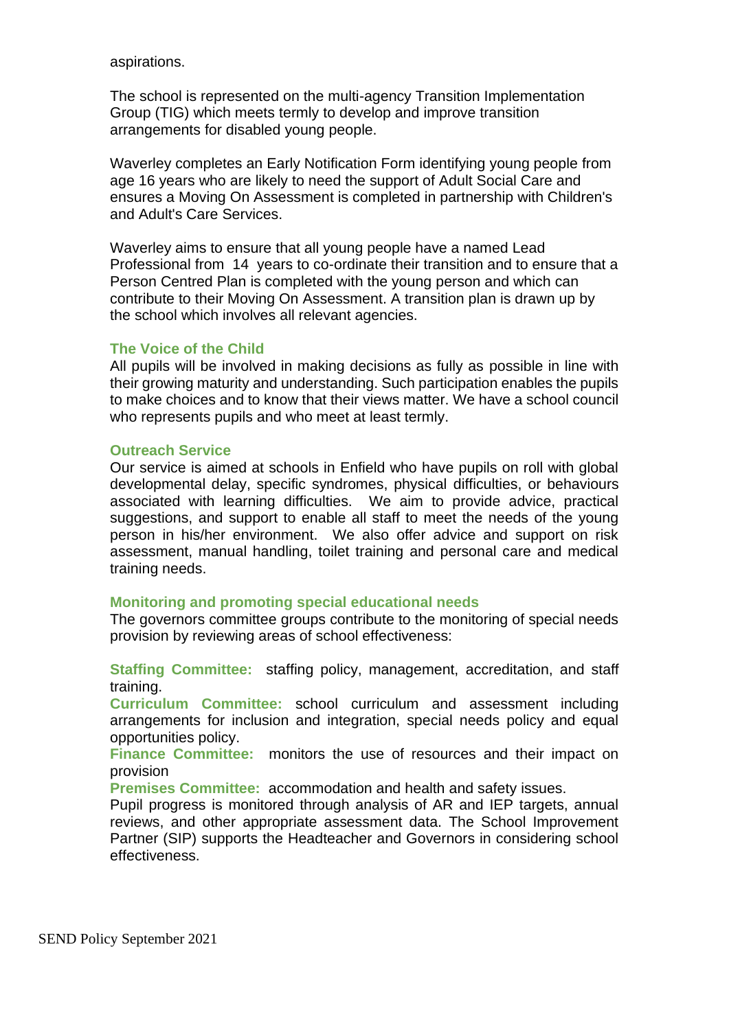aspirations.

The school is represented on the multi-agency Transition Implementation Group (TIG) which meets termly to develop and improve transition arrangements for disabled young people.

Waverley completes an Early Notification Form identifying young people from age 16 years who are likely to need the support of Adult Social Care and ensures a Moving On Assessment is completed in partnership with Children's and Adult's Care Services.

Waverley aims to ensure that all young people have a named Lead Professional from 14 years to co-ordinate their transition and to ensure that a Person Centred Plan is completed with the young person and which can contribute to their Moving On Assessment. A transition plan is drawn up by the school which involves all relevant agencies.

### The Voice of the Child

All pupils will be involved in making decisions as fully as possible in line with their growing maturity and understanding. Such participation enables the pupils to make choices and to know that their views matter. We have a school council who represents pupils and who meet at least termly.

### Outreach Service

Our service is aimed at schools in Enfield who have pupils on roll with global developmental delay, specific syndromes, physical difficulties, or behaviours associated with learning difficulties. We aim to provide advice, practical suggestions, and support to enable all staff to meet the needs of the young person in his/her environment. We also offer advice and support on risk assessment, manual handling, toilet training and personal care and medical training needs.

### Monitoring and promoting special educational needs

The governors committee groups contribute to the monitoring of special needs provision by reviewing areas of school effectiveness:

**Staffing Committee:** staffing policy, management, accreditation, and staff training.
**Curriculum Committee:** school curriculum and assessment including arrangements for inclusion and integration, special needs policy and equal opportunities policy.
**Finance Committee:** monitors the use of resources and their impact on provision
**Premises Committee:** accommodation and health and safety issues.
Pupil progress is monitored through analysis of AR and IEP targets, annual reviews, and other appropriate assessment data. The School Improvement Partner (SIP) supports the Headteacher and Governors in considering school effectiveness.